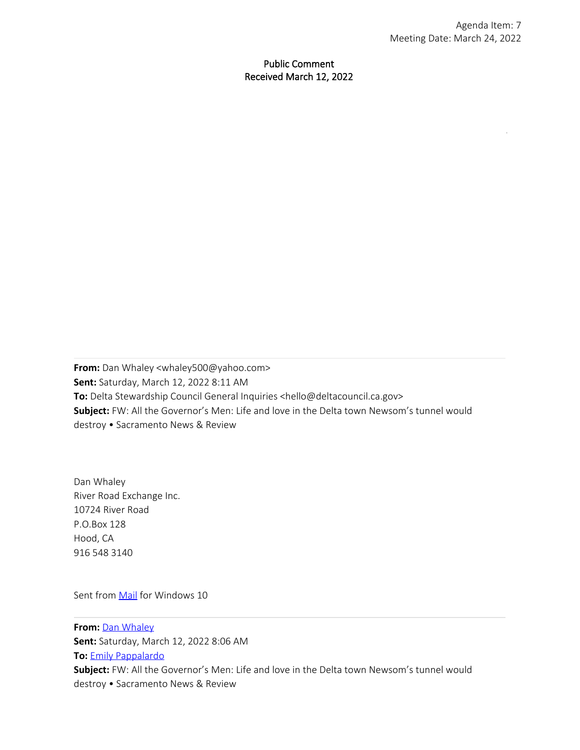Agenda Item: 7
Meeting Date: March 24, 2022

Public Comment
Received March 12, 2022

---

**From:** Dan Whaley <whaley500@yahoo.com>
**Sent:** Saturday, March 12, 2022 8:11 AM
**To:** Delta Stewardship Council General Inquiries <hello@deltacouncil.ca.gov>
**Subject:** FW: All the Governor's Men: Life and love in the Delta town Newsom's tunnel would destroy • Sacramento News & Review

Dan Whaley
River Road Exchange Inc.
10724 River Road
P.O.Box 128
Hood, CA
916 548 3140

Sent from Mail for Windows 10

---

**From:** Dan Whaley
**Sent:** Saturday, March 12, 2022 8:06 AM
**To:** Emily Pappalardo
**Subject:** FW: All the Governor's Men: Life and love in the Delta town Newsom's tunnel would destroy • Sacramento News & Review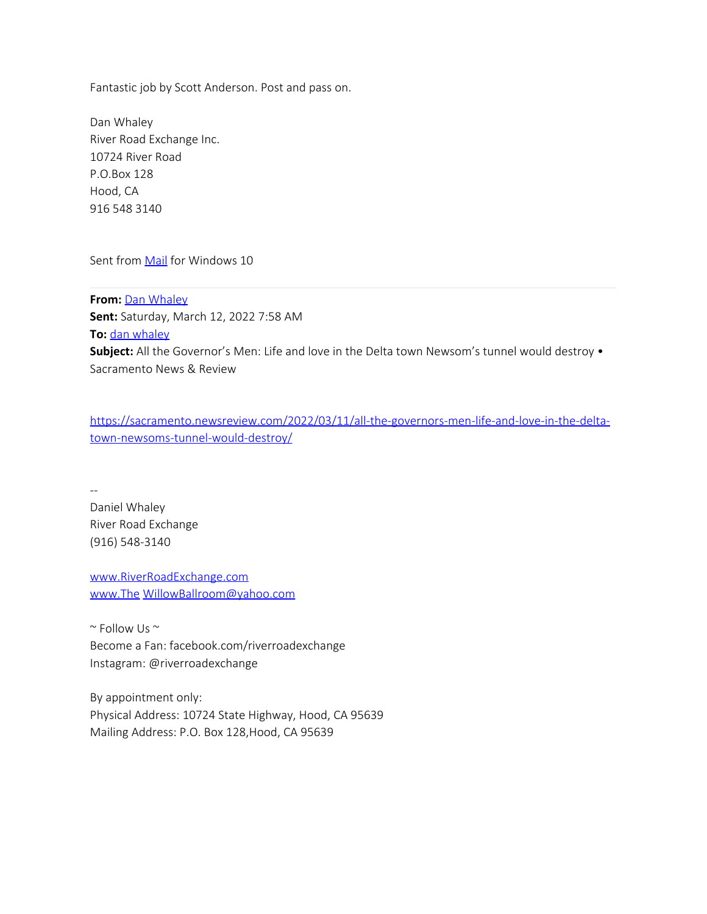Fantastic job by Scott Anderson. Post and pass on.

Dan Whaley
River Road Exchange Inc.
10724 River Road
P.O.Box 128
Hood, CA
916 548 3140

Sent from Mail for Windows 10

---

**From:** Dan Whaley
**Sent:** Saturday, March 12, 2022 7:58 AM
**To:** dan whaley
**Subject:** All the Governor's Men: Life and love in the Delta town Newsom's tunnel would destroy • Sacramento News & Review

https://sacramento.newsreview.com/2022/03/11/all-the-governors-men-life-and-love-in-the-delta-town-newsoms-tunnel-would-destroy/

--
Daniel Whaley
River Road Exchange
(916) 548-3140

www.RiverRoadExchange.com
www.The WillowBallroom@yahoo.com

~ Follow Us ~
Become a Fan: facebook.com/riverroadexchange
Instagram: @riverroadexchange

By appointment only:
Physical Address: 10724 State Highway, Hood, CA 95639
Mailing Address: P.O. Box 128,Hood, CA 95639